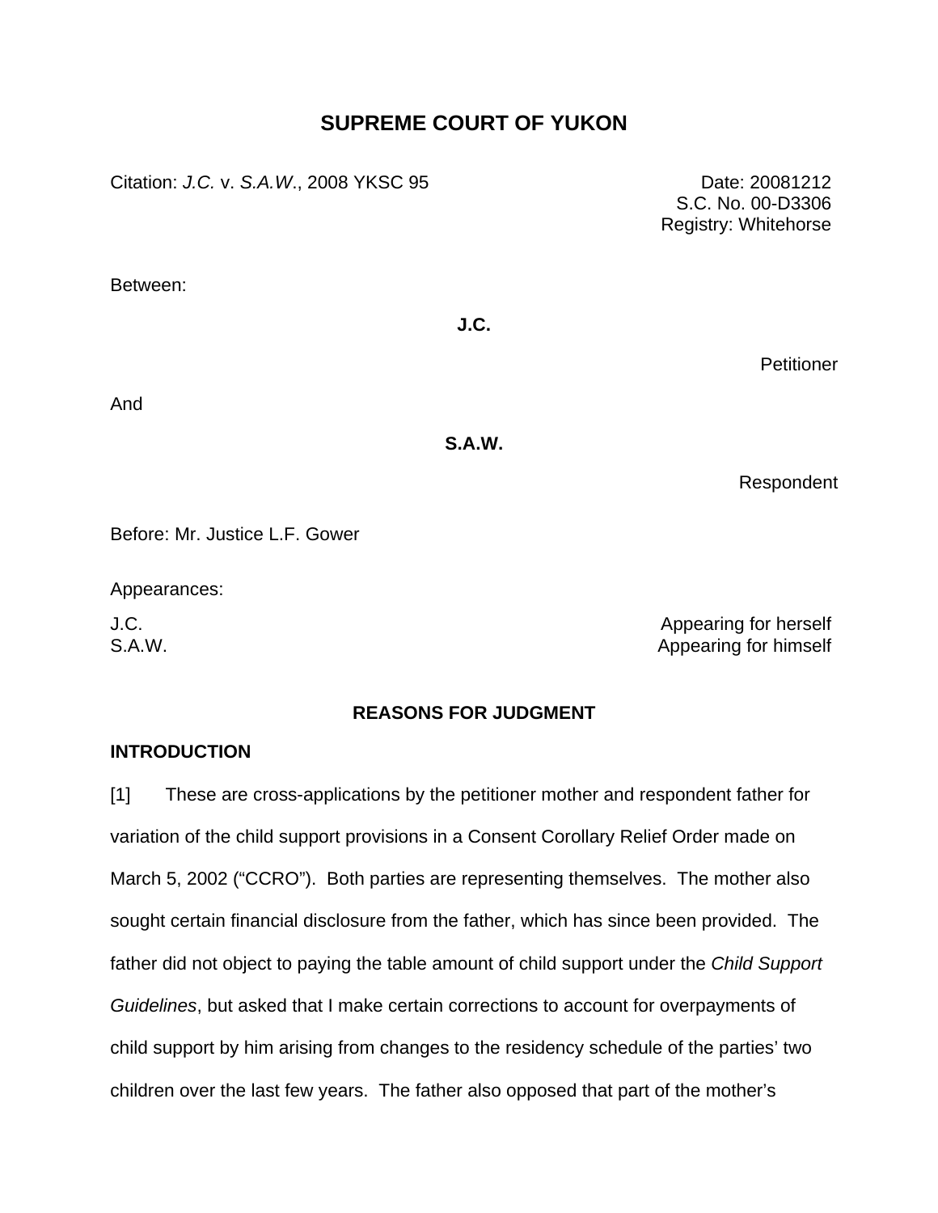# SUPREME COURT OF YUKON

Citation: *J.C.* v. *S.A.W*., 2008 YKSC 95

Date: 20081212
S.C. No. 00-D3306
Registry: Whitehorse

Between:

**J.C.**

Petitioner

And

**S.A.W.**

Respondent

Before: Mr. Justice L.F. Gower

Appearances:

J.C. Appearing for herself
S.A.W. Appearing for himself

## REASONS FOR JUDGMENT

### INTRODUCTION

[1] These are cross-applications by the petitioner mother and respondent father for variation of the child support provisions in a Consent Corollary Relief Order made on March 5, 2002 ("CCRO"). Both parties are representing themselves. The mother also sought certain financial disclosure from the father, which has since been provided. The father did not object to paying the table amount of child support under the *Child Support Guidelines*, but asked that I make certain corrections to account for overpayments of child support by him arising from changes to the residency schedule of the parties' two children over the last few years. The father also opposed that part of the mother's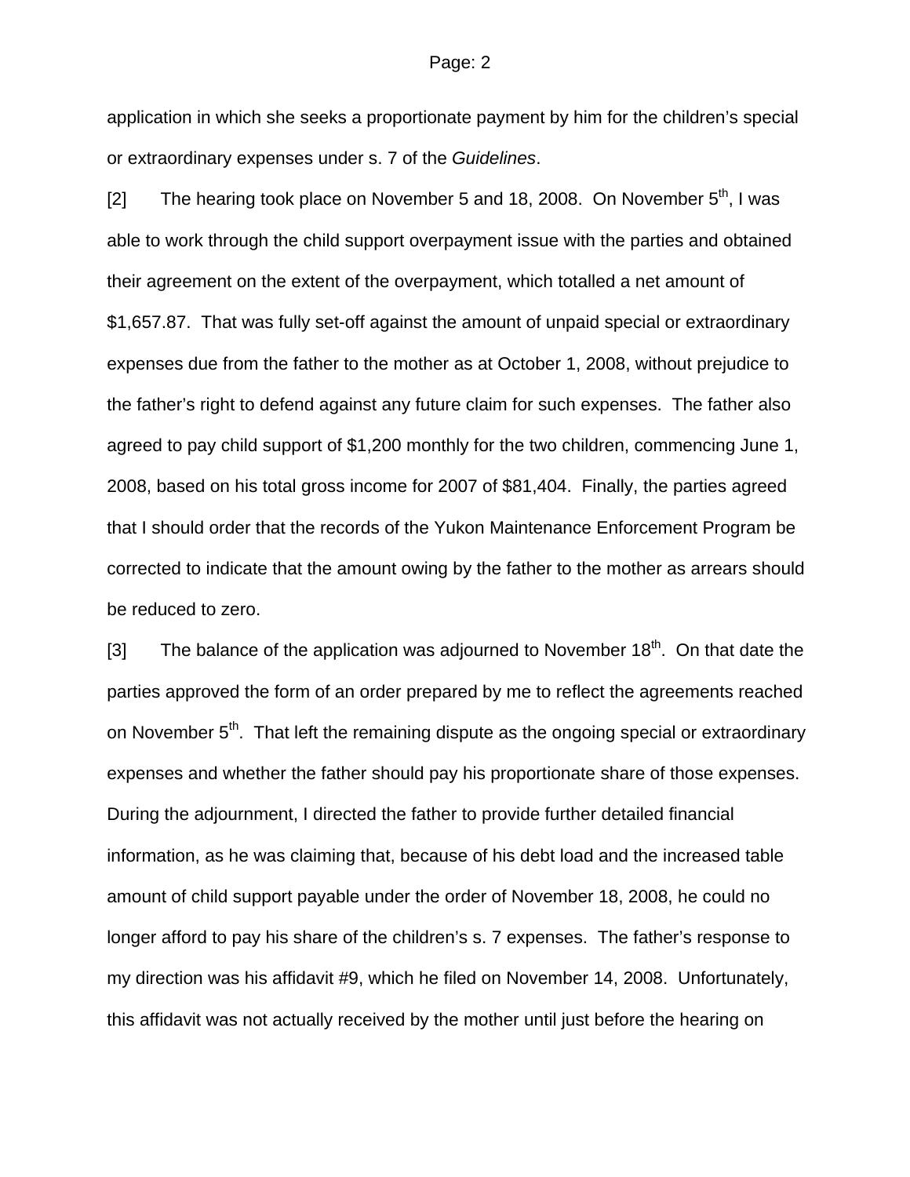application in which she seeks a proportionate payment by him for the children's special or extraordinary expenses under s. 7 of the *Guidelines*.

[2] The hearing took place on November 5 and 18, 2008. On November 5th, I was able to work through the child support overpayment issue with the parties and obtained their agreement on the extent of the overpayment, which totalled a net amount of $1,657.87. That was fully set-off against the amount of unpaid special or extraordinary expenses due from the father to the mother as at October 1, 2008, without prejudice to the father's right to defend against any future claim for such expenses. The father also agreed to pay child support of $1,200 monthly for the two children, commencing June 1, 2008, based on his total gross income for 2007 of $81,404. Finally, the parties agreed that I should order that the records of the Yukon Maintenance Enforcement Program be corrected to indicate that the amount owing by the father to the mother as arrears should be reduced to zero.

[3] The balance of the application was adjourned to November 18th. On that date the parties approved the form of an order prepared by me to reflect the agreements reached on November 5th. That left the remaining dispute as the ongoing special or extraordinary expenses and whether the father should pay his proportionate share of those expenses. During the adjournment, I directed the father to provide further detailed financial information, as he was claiming that, because of his debt load and the increased table amount of child support payable under the order of November 18, 2008, he could no longer afford to pay his share of the children's s. 7 expenses. The father's response to my direction was his affidavit #9, which he filed on November 14, 2008. Unfortunately, this affidavit was not actually received by the mother until just before the hearing on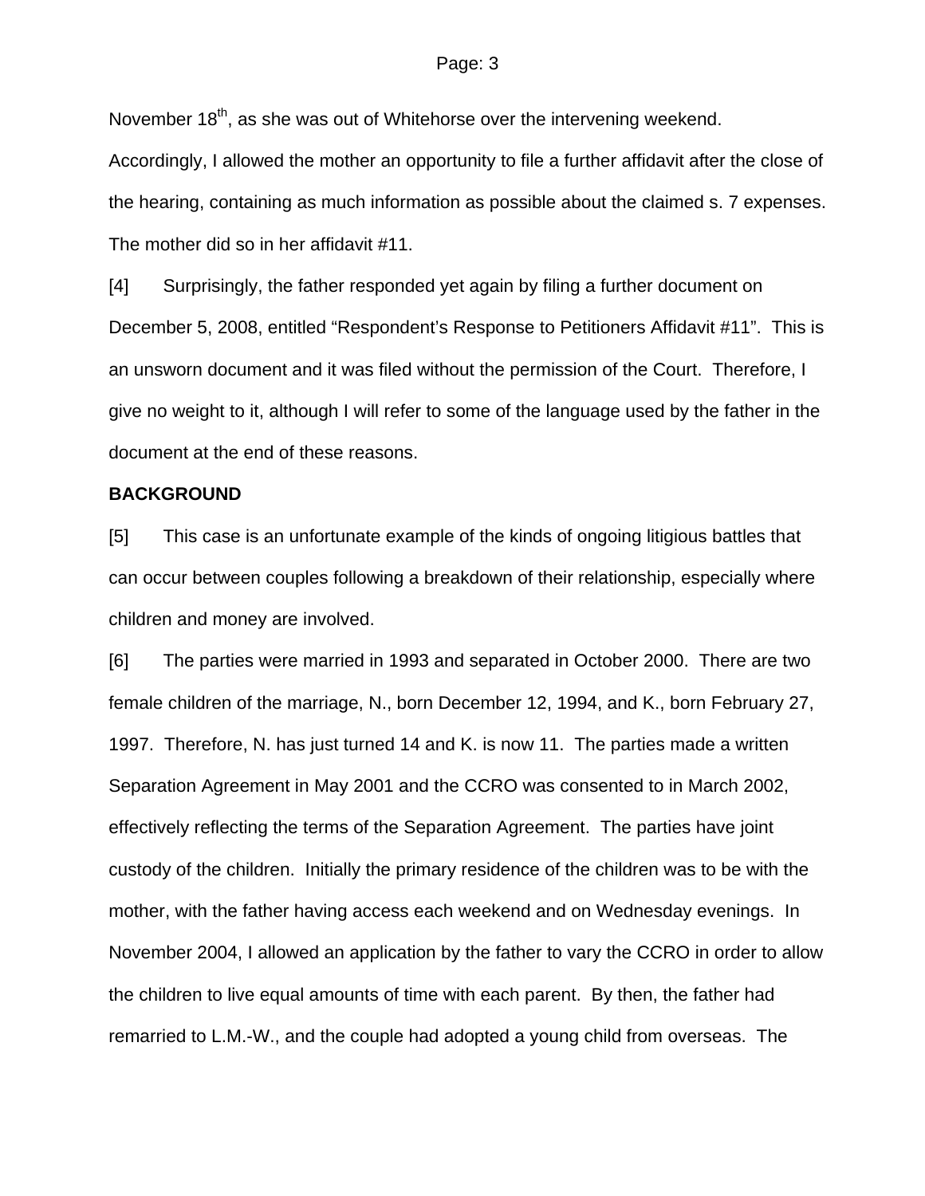November 18th, as she was out of Whitehorse over the intervening weekend. Accordingly, I allowed the mother an opportunity to file a further affidavit after the close of the hearing, containing as much information as possible about the claimed s. 7 expenses. The mother did so in her affidavit #11.

[4] Surprisingly, the father responded yet again by filing a further document on December 5, 2008, entitled "Respondent's Response to Petitioners Affidavit #11". This is an unsworn document and it was filed without the permission of the Court. Therefore, I give no weight to it, although I will refer to some of the language used by the father in the document at the end of these reasons.

**BACKGROUND**

[5] This case is an unfortunate example of the kinds of ongoing litigious battles that can occur between couples following a breakdown of their relationship, especially where children and money are involved.

[6] The parties were married in 1993 and separated in October 2000. There are two female children of the marriage, N., born December 12, 1994, and K., born February 27, 1997. Therefore, N. has just turned 14 and K. is now 11. The parties made a written Separation Agreement in May 2001 and the CCRO was consented to in March 2002, effectively reflecting the terms of the Separation Agreement. The parties have joint custody of the children. Initially the primary residence of the children was to be with the mother, with the father having access each weekend and on Wednesday evenings. In November 2004, I allowed an application by the father to vary the CCRO in order to allow the children to live equal amounts of time with each parent. By then, the father had remarried to L.M.-W., and the couple had adopted a young child from overseas. The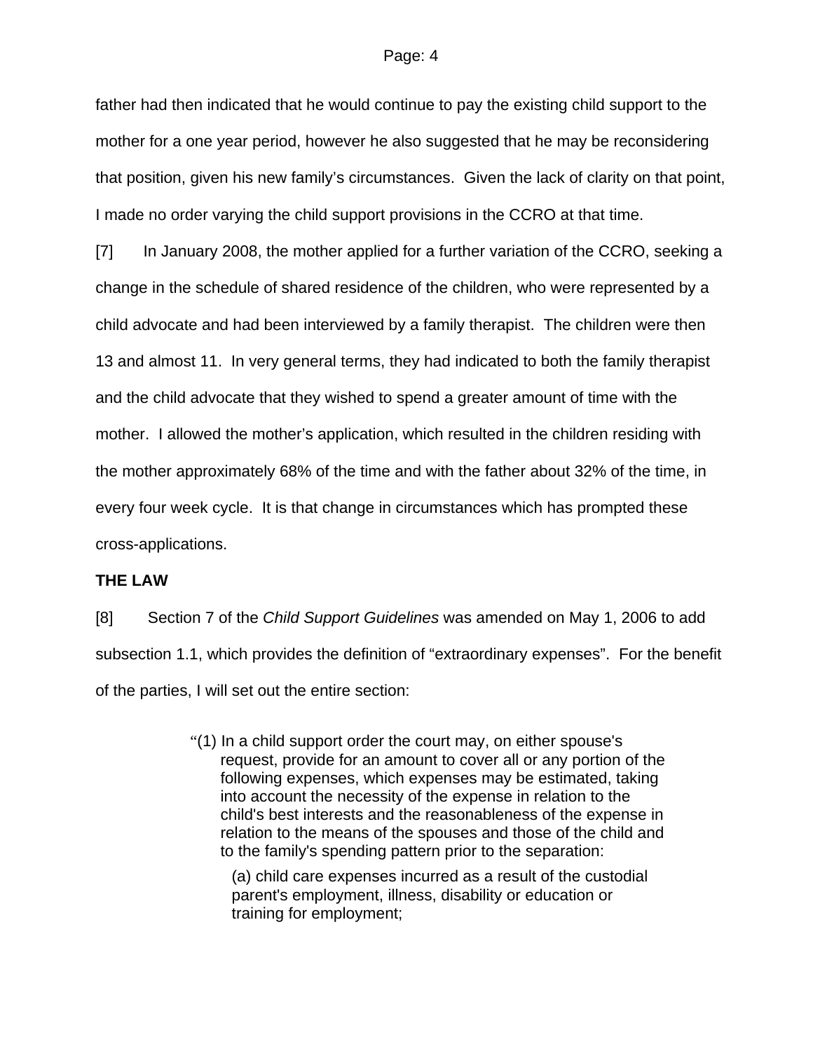father had then indicated that he would continue to pay the existing child support to the mother for a one year period, however he also suggested that he may be reconsidering that position, given his new family's circumstances. Given the lack of clarity on that point, I made no order varying the child support provisions in the CCRO at that time.

[7] In January 2008, the mother applied for a further variation of the CCRO, seeking a change in the schedule of shared residence of the children, who were represented by a child advocate and had been interviewed by a family therapist. The children were then 13 and almost 11. In very general terms, they had indicated to both the family therapist and the child advocate that they wished to spend a greater amount of time with the mother. I allowed the mother's application, which resulted in the children residing with the mother approximately 68% of the time and with the father about 32% of the time, in every four week cycle. It is that change in circumstances which has prompted these cross-applications.

**THE LAW**

[8] Section 7 of the *Child Support Guidelines* was amended on May 1, 2006 to add subsection 1.1, which provides the definition of "extraordinary expenses". For the benefit of the parties, I will set out the entire section:

> "(1) In a child support order the court may, on either spouse's request, provide for an amount to cover all or any portion of the following expenses, which expenses may be estimated, taking into account the necessity of the expense in relation to the child's best interests and the reasonableness of the expense in relation to the means of the spouses and those of the child and to the family's spending pattern prior to the separation:
>
> (a) child care expenses incurred as a result of the custodial parent's employment, illness, disability or education or training for employment;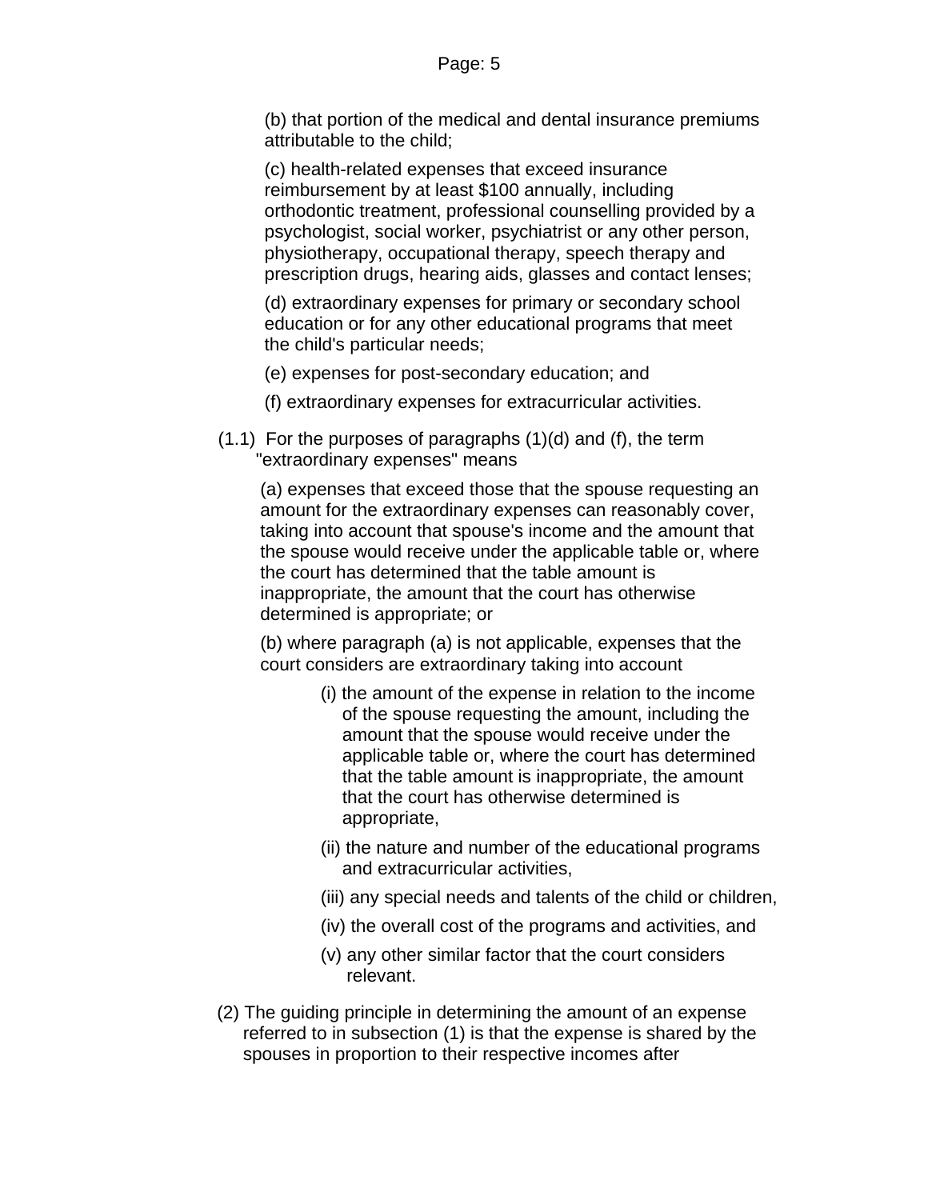(b) that portion of the medical and dental insurance premiums attributable to the child;

(c) health-related expenses that exceed insurance reimbursement by at least $100 annually, including orthodontic treatment, professional counselling provided by a psychologist, social worker, psychiatrist or any other person, physiotherapy, occupational therapy, speech therapy and prescription drugs, hearing aids, glasses and contact lenses;

(d) extraordinary expenses for primary or secondary school education or for any other educational programs that meet the child's particular needs;

(e) expenses for post-secondary education; and

(f) extraordinary expenses for extracurricular activities.

(1.1) For the purposes of paragraphs (1)(d) and (f), the term "extraordinary expenses" means

(a) expenses that exceed those that the spouse requesting an amount for the extraordinary expenses can reasonably cover, taking into account that spouse's income and the amount that the spouse would receive under the applicable table or, where the court has determined that the table amount is inappropriate, the amount that the court has otherwise determined is appropriate; or

(b) where paragraph (a) is not applicable, expenses that the court considers are extraordinary taking into account

(i) the amount of the expense in relation to the income of the spouse requesting the amount, including the amount that the spouse would receive under the applicable table or, where the court has determined that the table amount is inappropriate, the amount that the court has otherwise determined is appropriate,

(ii) the nature and number of the educational programs and extracurricular activities,

(iii) any special needs and talents of the child or children,

(iv) the overall cost of the programs and activities, and

(v) any other similar factor that the court considers relevant.

(2) The guiding principle in determining the amount of an expense referred to in subsection (1) is that the expense is shared by the spouses in proportion to their respective incomes after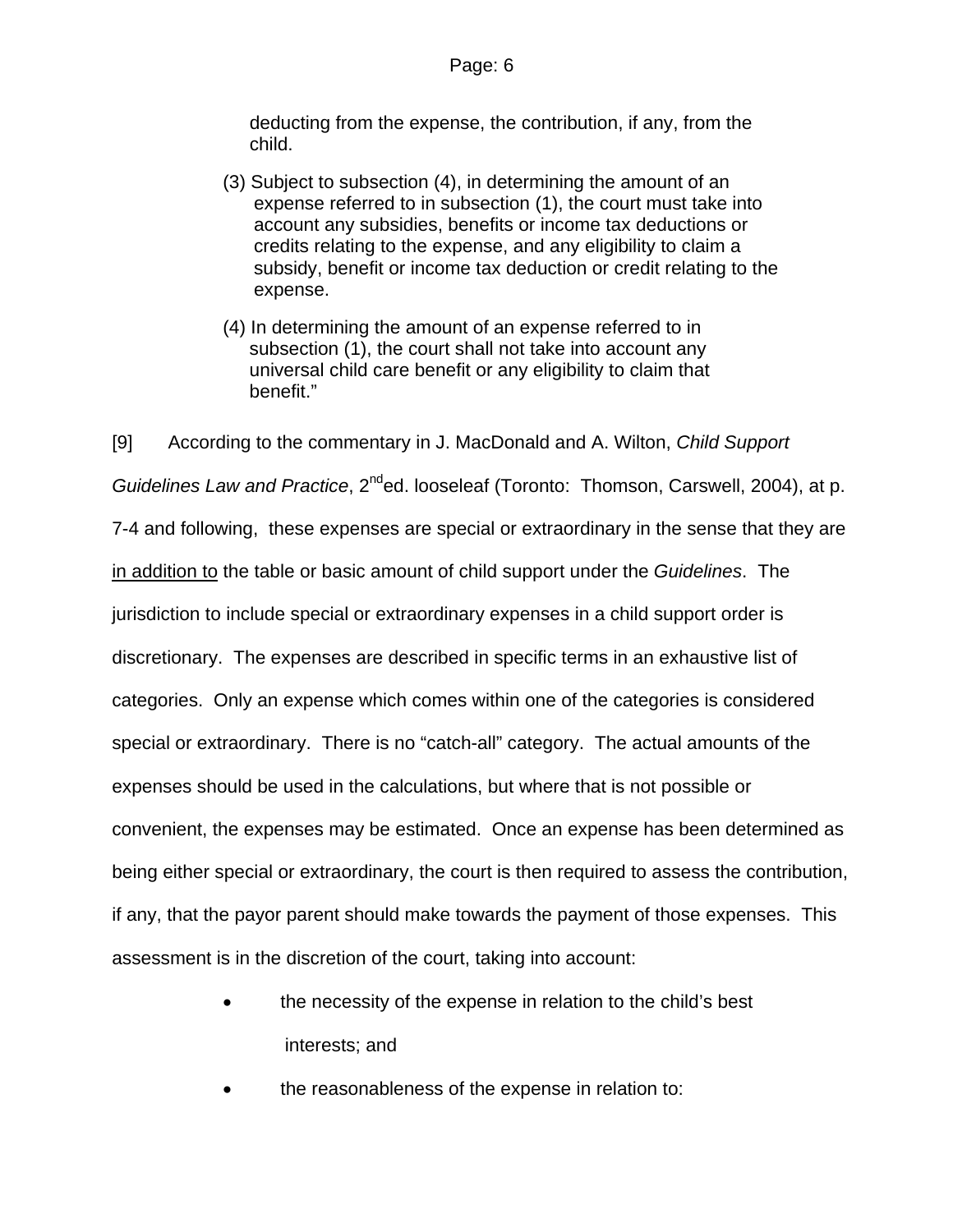deducting from the expense, the contribution, if any, from the child.

(3) Subject to subsection (4), in determining the amount of an expense referred to in subsection (1), the court must take into account any subsidies, benefits or income tax deductions or credits relating to the expense, and any eligibility to claim a subsidy, benefit or income tax deduction or credit relating to the expense.

(4) In determining the amount of an expense referred to in subsection (1), the court shall not take into account any universal child care benefit or any eligibility to claim that benefit."

[9] According to the commentary in J. MacDonald and A. Wilton, *Child Support Guidelines Law and Practice*, 2nd ed. looseleaf (Toronto: Thomson, Carswell, 2004), at p. 7-4 and following, these expenses are special or extraordinary in the sense that they are in addition to the table or basic amount of child support under the *Guidelines*. The jurisdiction to include special or extraordinary expenses in a child support order is discretionary. The expenses are described in specific terms in an exhaustive list of categories. Only an expense which comes within one of the categories is considered special or extraordinary. There is no "catch-all" category. The actual amounts of the expenses should be used in the calculations, but where that is not possible or convenient, the expenses may be estimated. Once an expense has been determined as being either special or extraordinary, the court is then required to assess the contribution, if any, that the payor parent should make towards the payment of those expenses. This assessment is in the discretion of the court, taking into account:

- the necessity of the expense in relation to the child's best interests; and
- the reasonableness of the expense in relation to: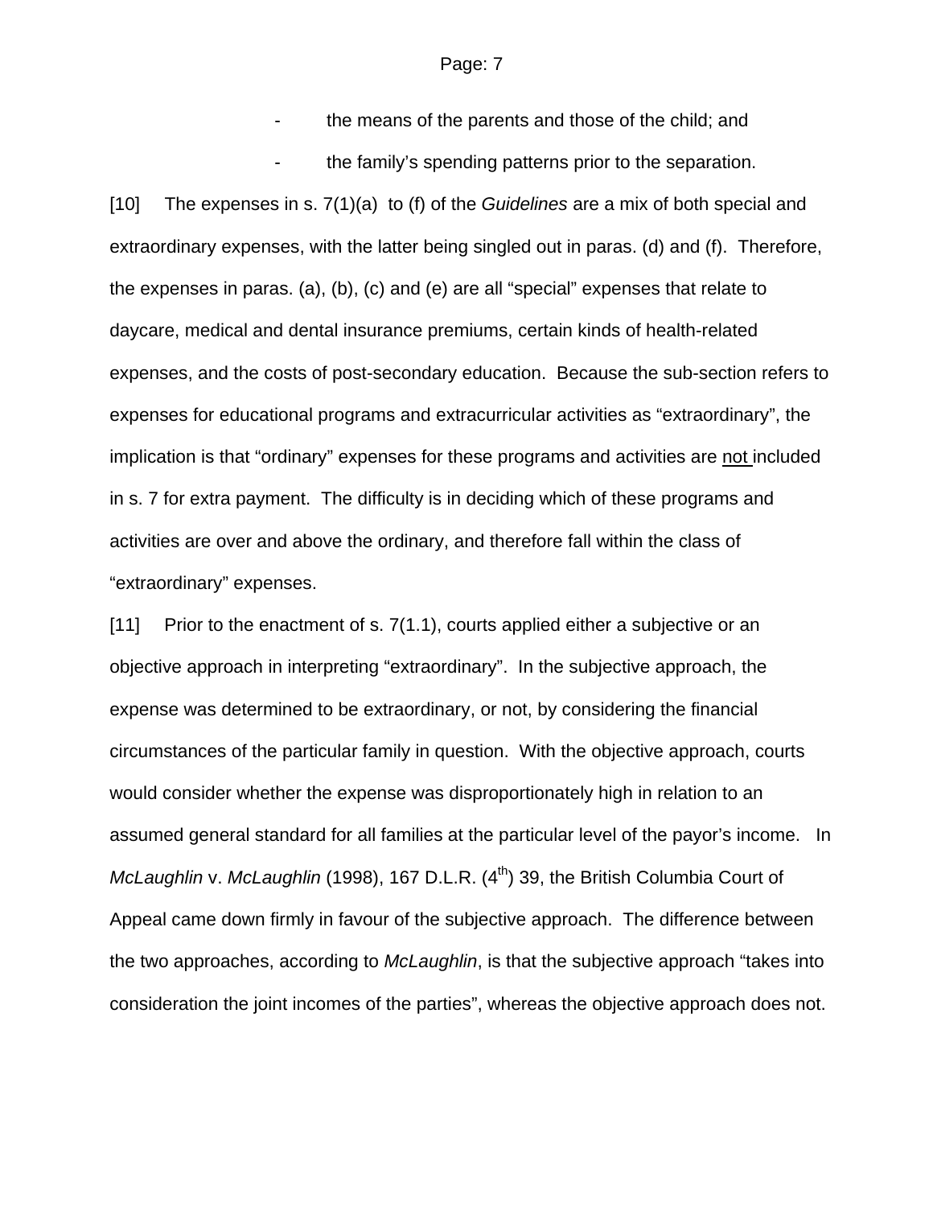- the means of the parents and those of the child; and
- the family's spending patterns prior to the separation.

[10] The expenses in s. 7(1)(a) to (f) of the *Guidelines* are a mix of both special and extraordinary expenses, with the latter being singled out in paras. (d) and (f). Therefore, the expenses in paras. (a), (b), (c) and (e) are all "special" expenses that relate to daycare, medical and dental insurance premiums, certain kinds of health-related expenses, and the costs of post-secondary education. Because the sub-section refers to expenses for educational programs and extracurricular activities as "extraordinary", the implication is that "ordinary" expenses for these programs and activities are <u>not</u> included in s. 7 for extra payment. The difficulty is in deciding which of these programs and activities are over and above the ordinary, and therefore fall within the class of "extraordinary" expenses.

[11] Prior to the enactment of s. 7(1.1), courts applied either a subjective or an objective approach in interpreting "extraordinary". In the subjective approach, the expense was determined to be extraordinary, or not, by considering the financial circumstances of the particular family in question. With the objective approach, courts would consider whether the expense was disproportionately high in relation to an assumed general standard for all families at the particular level of the payor's income. In *McLaughlin* v. *McLaughlin* (1998), 167 D.L.R. (4th) 39, the British Columbia Court of Appeal came down firmly in favour of the subjective approach. The difference between the two approaches, according to *McLaughlin*, is that the subjective approach "takes into consideration the joint incomes of the parties", whereas the objective approach does not.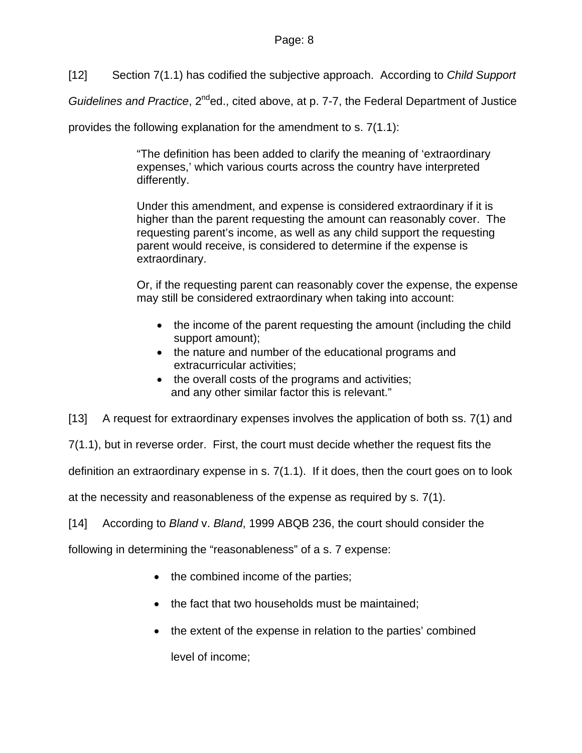[12] Section 7(1.1) has codified the subjective approach. According to *Child Support Guidelines and Practice*, 2nd ed., cited above, at p. 7-7, the Federal Department of Justice provides the following explanation for the amendment to s. 7(1.1):

> "The definition has been added to clarify the meaning of 'extraordinary expenses,' which various courts across the country have interpreted differently.
>
> Under this amendment, and expense is considered extraordinary if it is higher than the parent requesting the amount can reasonably cover. The requesting parent's income, as well as any child support the requesting parent would receive, is considered to determine if the expense is extraordinary.
>
> Or, if the requesting parent can reasonably cover the expense, the expense may still be considered extraordinary when taking into account:
>
> - the income of the parent requesting the amount (including the child support amount);
> - the nature and number of the educational programs and extracurricular activities;
> - the overall costs of the programs and activities;
>
> and any other similar factor this is relevant."

[13] A request for extraordinary expenses involves the application of both ss. 7(1) and 7(1.1), but in reverse order. First, the court must decide whether the request fits the definition an extraordinary expense in s. 7(1.1). If it does, then the court goes on to look at the necessity and reasonableness of the expense as required by s. 7(1).

[14] According to *Bland* v. *Bland*, 1999 ABQB 236, the court should consider the following in determining the "reasonableness" of a s. 7 expense:

- the combined income of the parties;
- the fact that two households must be maintained;
- the extent of the expense in relation to the parties' combined level of income;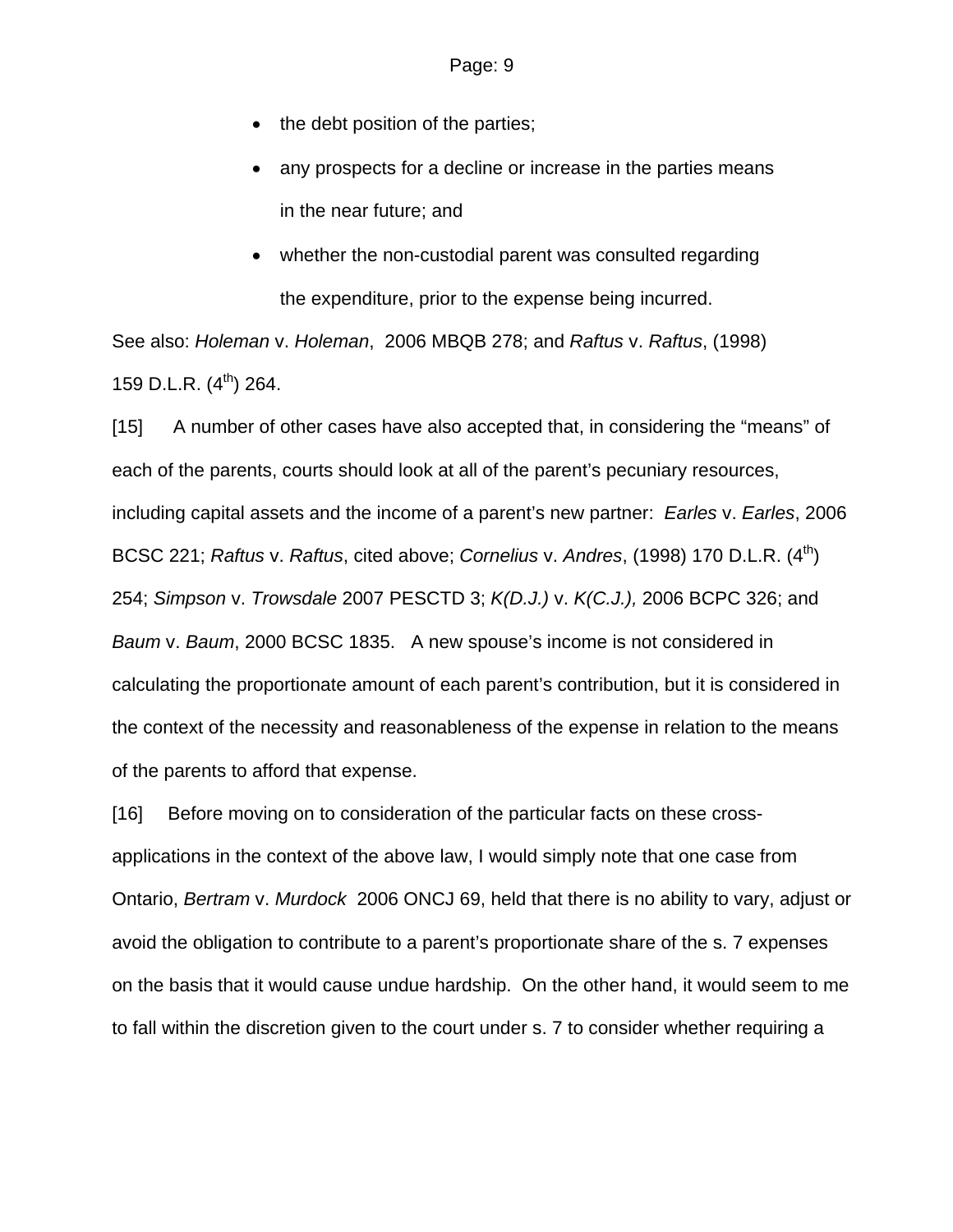- the debt position of the parties;
- any prospects for a decline or increase in the parties means in the near future; and
- whether the non-custodial parent was consulted regarding the expenditure, prior to the expense being incurred.

See also: *Holeman* v. *Holeman*, 2006 MBQB 278; and *Raftus* v. *Raftus*, (1998) 159 D.L.R. (4th) 264.

[15] A number of other cases have also accepted that, in considering the "means" of each of the parents, courts should look at all of the parent's pecuniary resources, including capital assets and the income of a parent's new partner: *Earles* v. *Earles*, 2006 BCSC 221; *Raftus* v. *Raftus*, cited above; *Cornelius* v. *Andres*, (1998) 170 D.L.R. (4th) 254; *Simpson* v. *Trowsdale* 2007 PESCTD 3; *K(D.J.)* v. *K(C.J.),* 2006 BCPC 326; and *Baum* v. *Baum*, 2000 BCSC 1835. A new spouse's income is not considered in calculating the proportionate amount of each parent's contribution, but it is considered in the context of the necessity and reasonableness of the expense in relation to the means of the parents to afford that expense.

[16] Before moving on to consideration of the particular facts on these cross-applications in the context of the above law, I would simply note that one case from Ontario, *Bertram* v. *Murdock* 2006 ONCJ 69, held that there is no ability to vary, adjust or avoid the obligation to contribute to a parent's proportionate share of the s. 7 expenses on the basis that it would cause undue hardship. On the other hand, it would seem to me to fall within the discretion given to the court under s. 7 to consider whether requiring a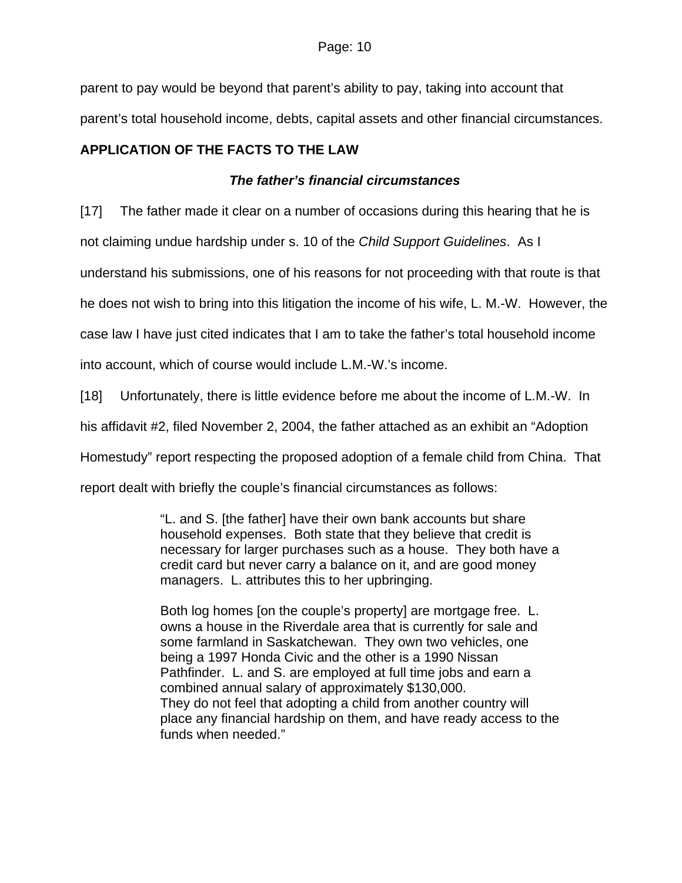parent to pay would be beyond that parent's ability to pay, taking into account that parent's total household income, debts, capital assets and other financial circumstances.

**APPLICATION OF THE FACTS TO THE LAW**

***The father's financial circumstances***

[17] The father made it clear on a number of occasions during this hearing that he is not claiming undue hardship under s. 10 of the *Child Support Guidelines*. As I understand his submissions, one of his reasons for not proceeding with that route is that he does not wish to bring into this litigation the income of his wife, L. M.-W. However, the case law I have just cited indicates that I am to take the father's total household income into account, which of course would include L.M.-W.'s income.

[18] Unfortunately, there is little evidence before me about the income of L.M.-W. In his affidavit #2, filed November 2, 2004, the father attached as an exhibit an "Adoption Homestudy" report respecting the proposed adoption of a female child from China. That report dealt with briefly the couple's financial circumstances as follows:

> "L. and S. [the father] have their own bank accounts but share household expenses. Both state that they believe that credit is necessary for larger purchases such as a house. They both have a credit card but never carry a balance on it, and are good money managers. L. attributes this to her upbringing.
>
> Both log homes [on the couple's property] are mortgage free. L. owns a house in the Riverdale area that is currently for sale and some farmland in Saskatchewan. They own two vehicles, one being a 1997 Honda Civic and the other is a 1990 Nissan Pathfinder. L. and S. are employed at full time jobs and earn a combined annual salary of approximately $130,000.
> They do not feel that adopting a child from another country will place any financial hardship on them, and have ready access to the funds when needed."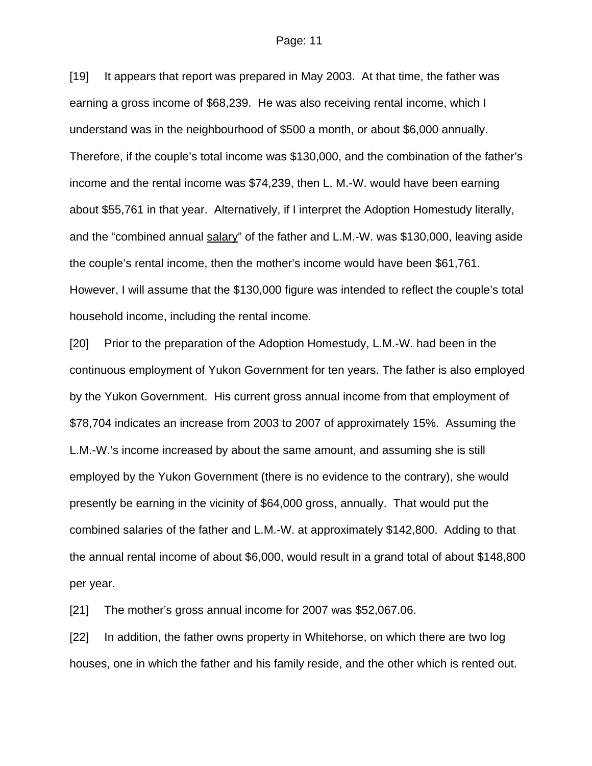[19] It appears that report was prepared in May 2003. At that time, the father was earning a gross income of $68,239. He was also receiving rental income, which I understand was in the neighbourhood of $500 a month, or about $6,000 annually. Therefore, if the couple's total income was $130,000, and the combination of the father's income and the rental income was $74,239, then L. M.-W. would have been earning about $55,761 in that year. Alternatively, if I interpret the Adoption Homestudy literally, and the "combined annual <u>salary</u>" of the father and L.M.-W. was $130,000, leaving aside the couple's rental income, then the mother's income would have been $61,761. However, I will assume that the $130,000 figure was intended to reflect the couple's total household income, including the rental income.

[20] Prior to the preparation of the Adoption Homestudy, L.M.-W. had been in the continuous employment of Yukon Government for ten years. The father is also employed by the Yukon Government. His current gross annual income from that employment of $78,704 indicates an increase from 2003 to 2007 of approximately 15%. Assuming the L.M.-W.'s income increased by about the same amount, and assuming she is still employed by the Yukon Government (there is no evidence to the contrary), she would presently be earning in the vicinity of $64,000 gross, annually. That would put the combined salaries of the father and L.M.-W. at approximately $142,800. Adding to that the annual rental income of about $6,000, would result in a grand total of about $148,800 per year.

[21] The mother's gross annual income for 2007 was $52,067.06.

[22] In addition, the father owns property in Whitehorse, on which there are two log houses, one in which the father and his family reside, and the other which is rented out.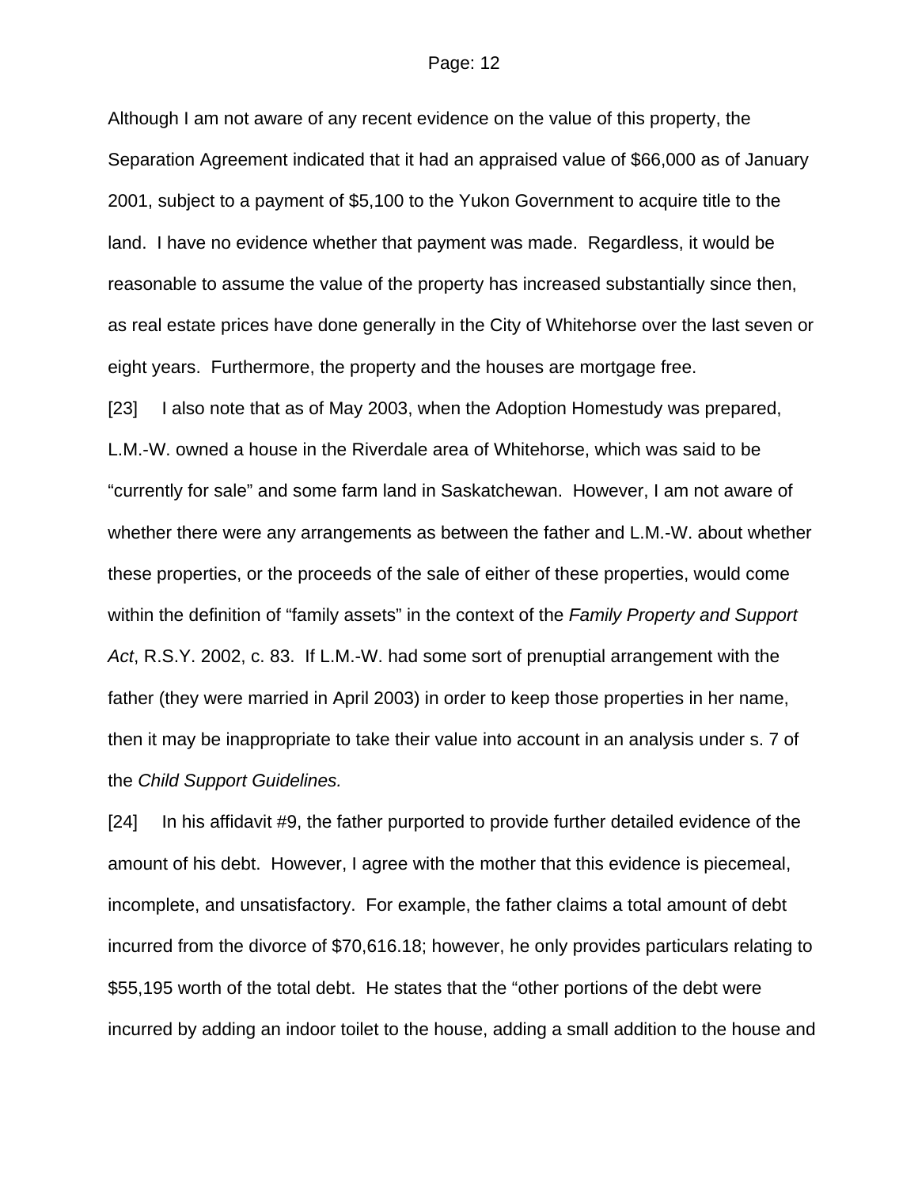Although I am not aware of any recent evidence on the value of this property, the Separation Agreement indicated that it had an appraised value of $66,000 as of January 2001, subject to a payment of $5,100 to the Yukon Government to acquire title to the land. I have no evidence whether that payment was made. Regardless, it would be reasonable to assume the value of the property has increased substantially since then, as real estate prices have done generally in the City of Whitehorse over the last seven or eight years. Furthermore, the property and the houses are mortgage free.

[23] I also note that as of May 2003, when the Adoption Homestudy was prepared, L.M.-W. owned a house in the Riverdale area of Whitehorse, which was said to be "currently for sale" and some farm land in Saskatchewan. However, I am not aware of whether there were any arrangements as between the father and L.M.-W. about whether these properties, or the proceeds of the sale of either of these properties, would come within the definition of "family assets" in the context of the *Family Property and Support Act*, R.S.Y. 2002, c. 83. If L.M.-W. had some sort of prenuptial arrangement with the father (they were married in April 2003) in order to keep those properties in her name, then it may be inappropriate to take their value into account in an analysis under s. 7 of the *Child Support Guidelines.*

[24] In his affidavit #9, the father purported to provide further detailed evidence of the amount of his debt. However, I agree with the mother that this evidence is piecemeal, incomplete, and unsatisfactory. For example, the father claims a total amount of debt incurred from the divorce of $70,616.18; however, he only provides particulars relating to $55,195 worth of the total debt. He states that the "other portions of the debt were incurred by adding an indoor toilet to the house, adding a small addition to the house and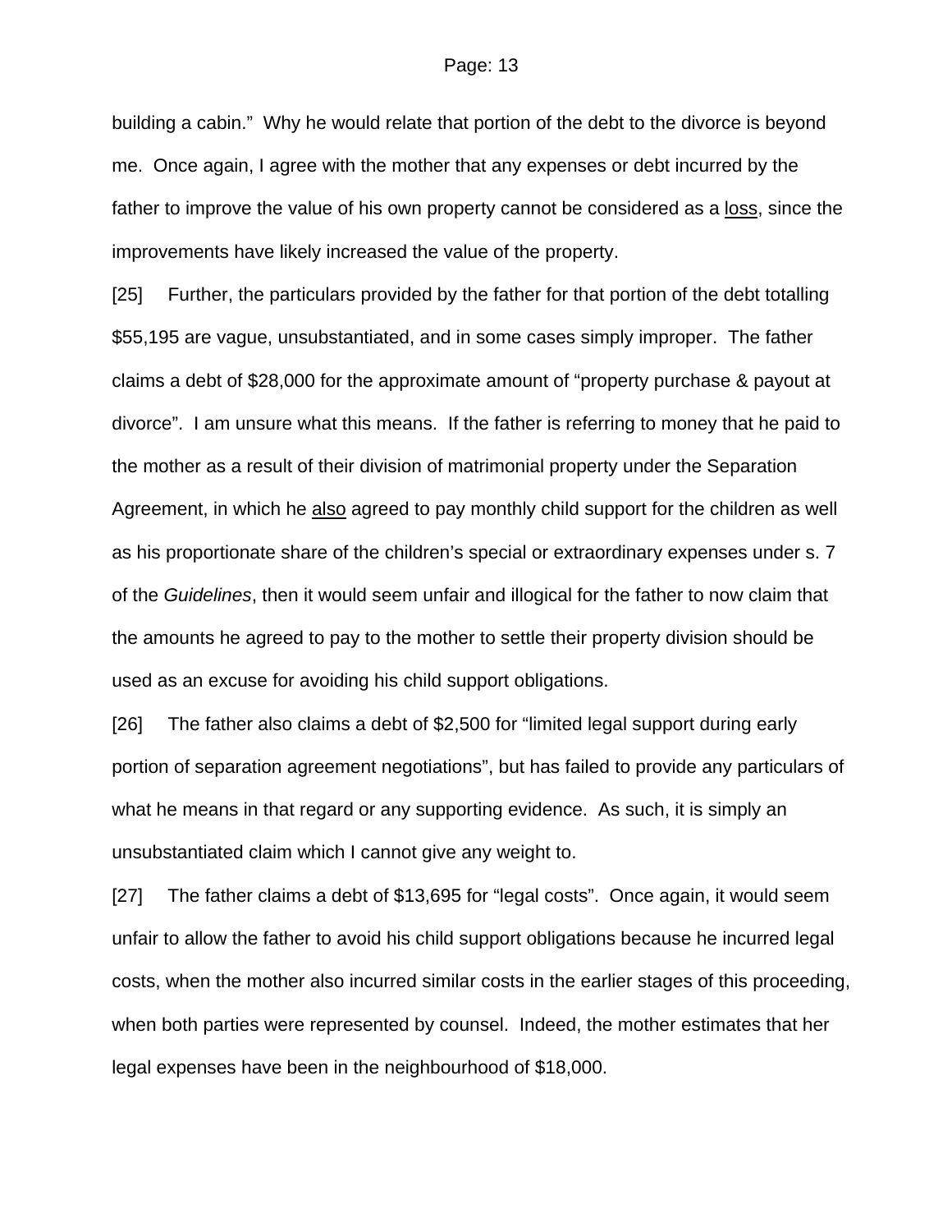building a cabin." Why he would relate that portion of the debt to the divorce is beyond me. Once again, I agree with the mother that any expenses or debt incurred by the father to improve the value of his own property cannot be considered as a <u>loss</u>, since the improvements have likely increased the value of the property.

[25] Further, the particulars provided by the father for that portion of the debt totalling $55,195 are vague, unsubstantiated, and in some cases simply improper. The father claims a debt of $28,000 for the approximate amount of "property purchase & payout at divorce". I am unsure what this means. If the father is referring to money that he paid to the mother as a result of their division of matrimonial property under the Separation Agreement, in which he <u>also</u> agreed to pay monthly child support for the children as well as his proportionate share of the children's special or extraordinary expenses under s. 7 of the *Guidelines*, then it would seem unfair and illogical for the father to now claim that the amounts he agreed to pay to the mother to settle their property division should be used as an excuse for avoiding his child support obligations.

[26] The father also claims a debt of $2,500 for "limited legal support during early portion of separation agreement negotiations", but has failed to provide any particulars of what he means in that regard or any supporting evidence. As such, it is simply an unsubstantiated claim which I cannot give any weight to.

[27] The father claims a debt of $13,695 for "legal costs". Once again, it would seem unfair to allow the father to avoid his child support obligations because he incurred legal costs, when the mother also incurred similar costs in the earlier stages of this proceeding, when both parties were represented by counsel. Indeed, the mother estimates that her legal expenses have been in the neighbourhood of $18,000.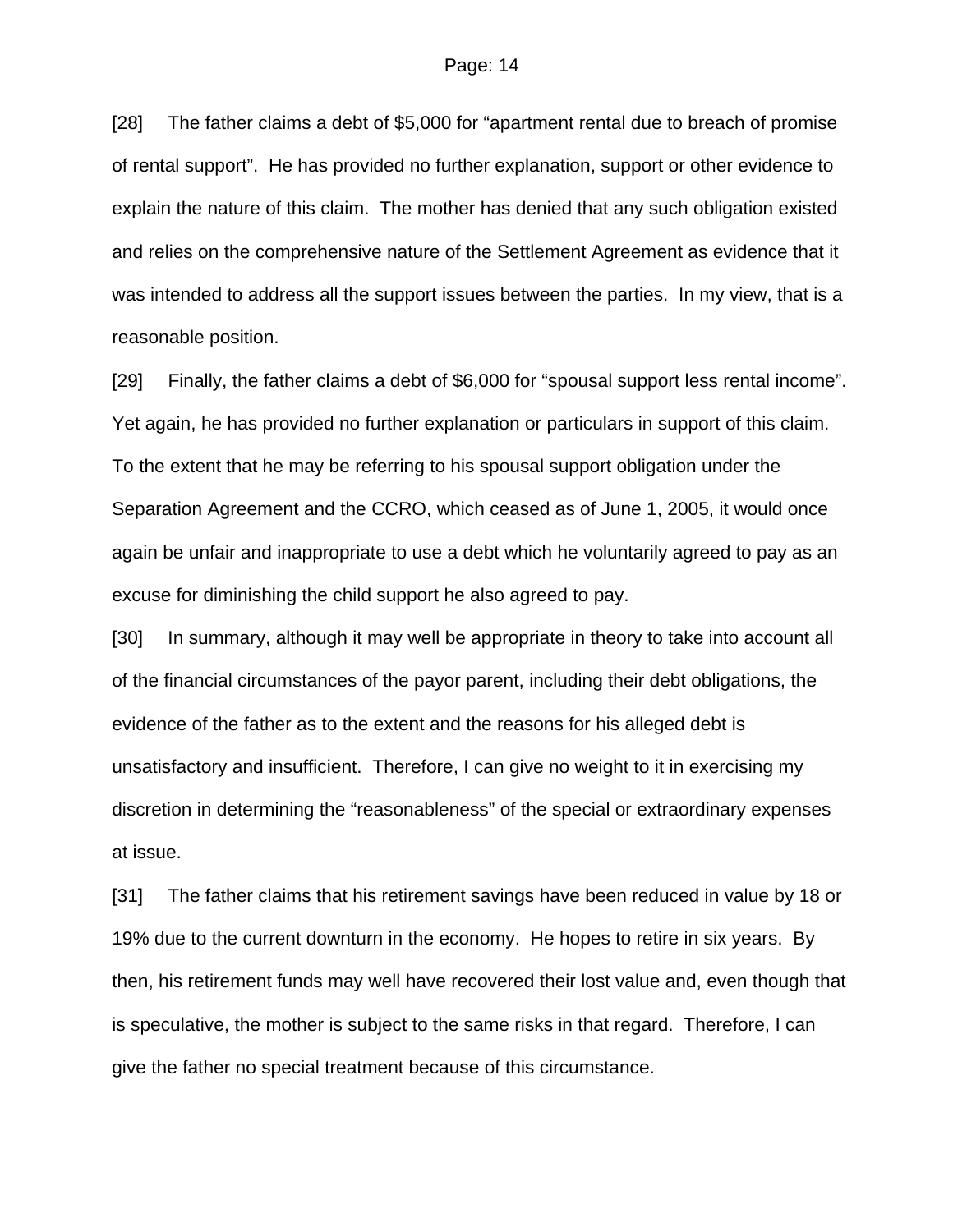[28] The father claims a debt of $5,000 for "apartment rental due to breach of promise of rental support". He has provided no further explanation, support or other evidence to explain the nature of this claim. The mother has denied that any such obligation existed and relies on the comprehensive nature of the Settlement Agreement as evidence that it was intended to address all the support issues between the parties. In my view, that is a reasonable position.

[29] Finally, the father claims a debt of $6,000 for "spousal support less rental income". Yet again, he has provided no further explanation or particulars in support of this claim. To the extent that he may be referring to his spousal support obligation under the Separation Agreement and the CCRO, which ceased as of June 1, 2005, it would once again be unfair and inappropriate to use a debt which he voluntarily agreed to pay as an excuse for diminishing the child support he also agreed to pay.

[30] In summary, although it may well be appropriate in theory to take into account all of the financial circumstances of the payor parent, including their debt obligations, the evidence of the father as to the extent and the reasons for his alleged debt is unsatisfactory and insufficient. Therefore, I can give no weight to it in exercising my discretion in determining the "reasonableness" of the special or extraordinary expenses at issue.

[31] The father claims that his retirement savings have been reduced in value by 18 or 19% due to the current downturn in the economy. He hopes to retire in six years. By then, his retirement funds may well have recovered their lost value and, even though that is speculative, the mother is subject to the same risks in that regard. Therefore, I can give the father no special treatment because of this circumstance.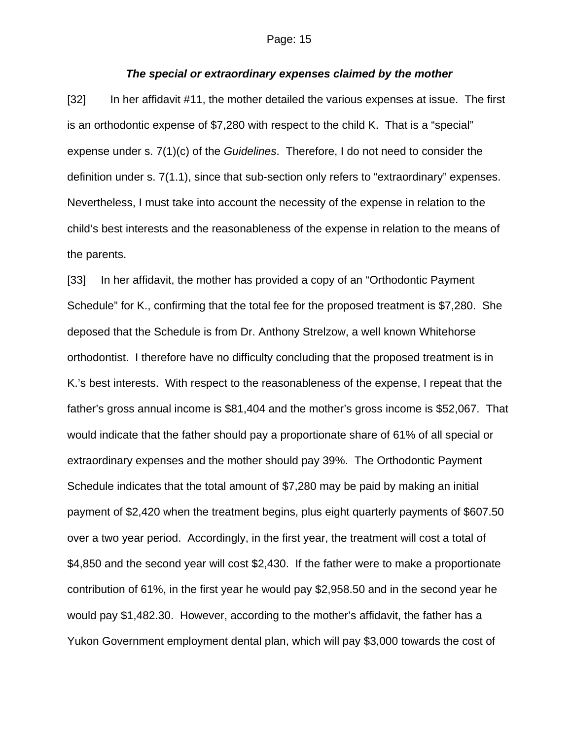***The special or extraordinary expenses claimed by the mother***

[32] In her affidavit #11, the mother detailed the various expenses at issue. The first is an orthodontic expense of $7,280 with respect to the child K. That is a "special" expense under s. 7(1)(c) of the *Guidelines*. Therefore, I do not need to consider the definition under s. 7(1.1), since that sub-section only refers to "extraordinary" expenses. Nevertheless, I must take into account the necessity of the expense in relation to the child's best interests and the reasonableness of the expense in relation to the means of the parents.

[33] In her affidavit, the mother has provided a copy of an "Orthodontic Payment Schedule" for K., confirming that the total fee for the proposed treatment is $7,280. She deposed that the Schedule is from Dr. Anthony Strelzow, a well known Whitehorse orthodontist. I therefore have no difficulty concluding that the proposed treatment is in K.'s best interests. With respect to the reasonableness of the expense, I repeat that the father's gross annual income is $81,404 and the mother's gross income is $52,067. That would indicate that the father should pay a proportionate share of 61% of all special or extraordinary expenses and the mother should pay 39%. The Orthodontic Payment Schedule indicates that the total amount of $7,280 may be paid by making an initial payment of $2,420 when the treatment begins, plus eight quarterly payments of $607.50 over a two year period. Accordingly, in the first year, the treatment will cost a total of $4,850 and the second year will cost $2,430. If the father were to make a proportionate contribution of 61%, in the first year he would pay $2,958.50 and in the second year he would pay $1,482.30. However, according to the mother's affidavit, the father has a Yukon Government employment dental plan, which will pay $3,000 towards the cost of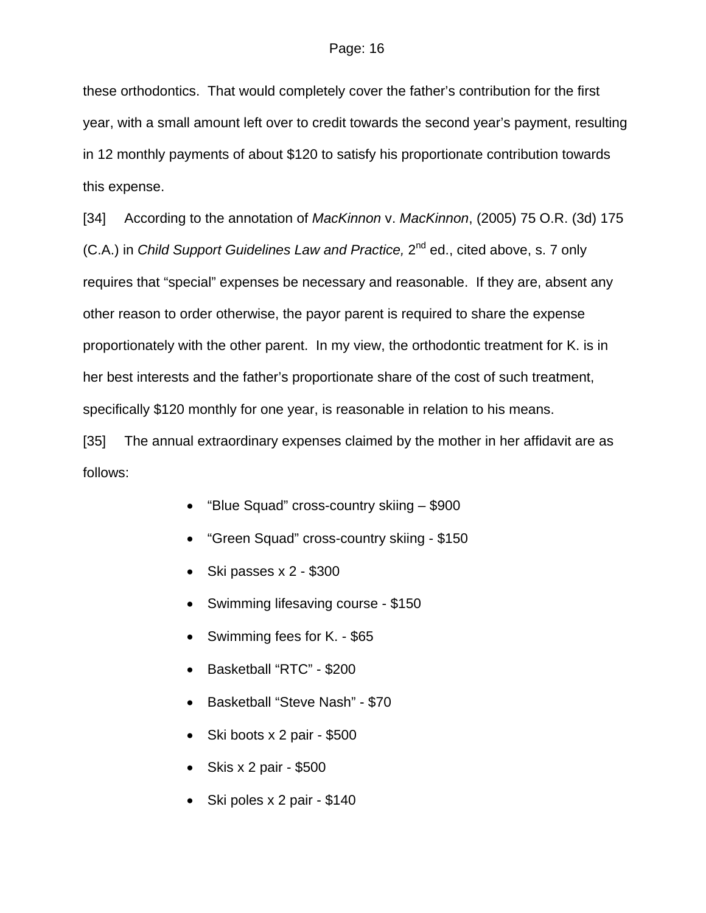these orthodontics. That would completely cover the father's contribution for the first year, with a small amount left over to credit towards the second year's payment, resulting in 12 monthly payments of about $120 to satisfy his proportionate contribution towards this expense.

[34] According to the annotation of *MacKinnon* v. *MacKinnon*, (2005) 75 O.R. (3d) 175 (C.A.) in *Child Support Guidelines Law and Practice,* 2nd ed., cited above, s. 7 only requires that "special" expenses be necessary and reasonable. If they are, absent any other reason to order otherwise, the payor parent is required to share the expense proportionately with the other parent. In my view, the orthodontic treatment for K. is in her best interests and the father's proportionate share of the cost of such treatment, specifically $120 monthly for one year, is reasonable in relation to his means.

[35] The annual extraordinary expenses claimed by the mother in her affidavit are as follows:

- "Blue Squad" cross-country skiing – $900
- "Green Squad" cross-country skiing - $150
- Ski passes x 2 - $300
- Swimming lifesaving course - $150
- Swimming fees for K. - $65
- Basketball "RTC" - $200
- Basketball "Steve Nash" - $70
- Ski boots x 2 pair - $500
- Skis x 2 pair - $500
- Ski poles x 2 pair - $140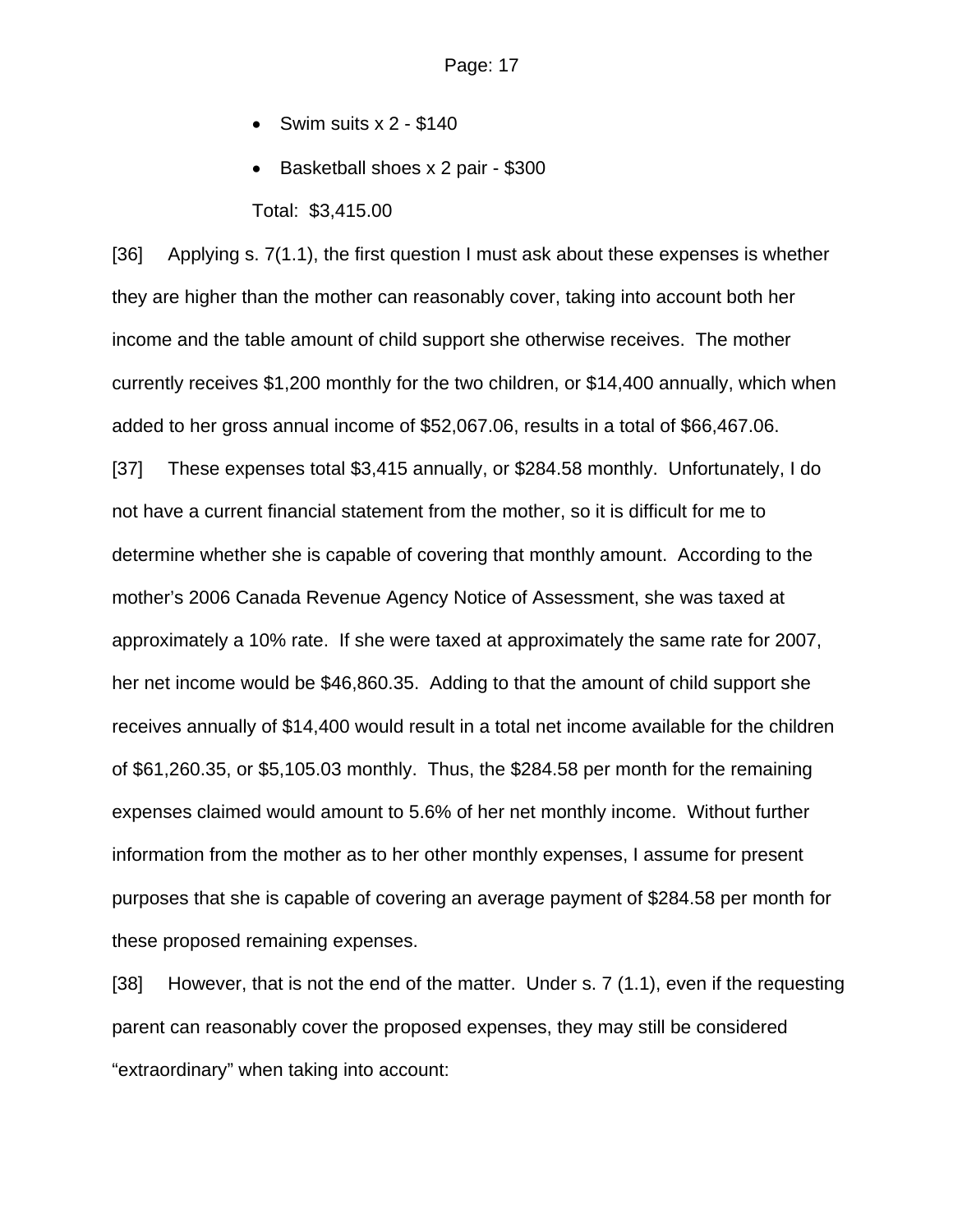- Swim suits x 2 - $140
- Basketball shoes x 2 pair - $300

Total: $3,415.00

[36] Applying s. 7(1.1), the first question I must ask about these expenses is whether they are higher than the mother can reasonably cover, taking into account both her income and the table amount of child support she otherwise receives. The mother currently receives $1,200 monthly for the two children, or $14,400 annually, which when added to her gross annual income of $52,067.06, results in a total of $66,467.06.

[37] These expenses total $3,415 annually, or $284.58 monthly. Unfortunately, I do not have a current financial statement from the mother, so it is difficult for me to determine whether she is capable of covering that monthly amount. According to the mother's 2006 Canada Revenue Agency Notice of Assessment, she was taxed at approximately a 10% rate. If she were taxed at approximately the same rate for 2007, her net income would be $46,860.35. Adding to that the amount of child support she receives annually of $14,400 would result in a total net income available for the children of $61,260.35, or $5,105.03 monthly. Thus, the $284.58 per month for the remaining expenses claimed would amount to 5.6% of her net monthly income. Without further information from the mother as to her other monthly expenses, I assume for present purposes that she is capable of covering an average payment of $284.58 per month for these proposed remaining expenses.

[38] However, that is not the end of the matter. Under s. 7 (1.1), even if the requesting parent can reasonably cover the proposed expenses, they may still be considered "extraordinary" when taking into account: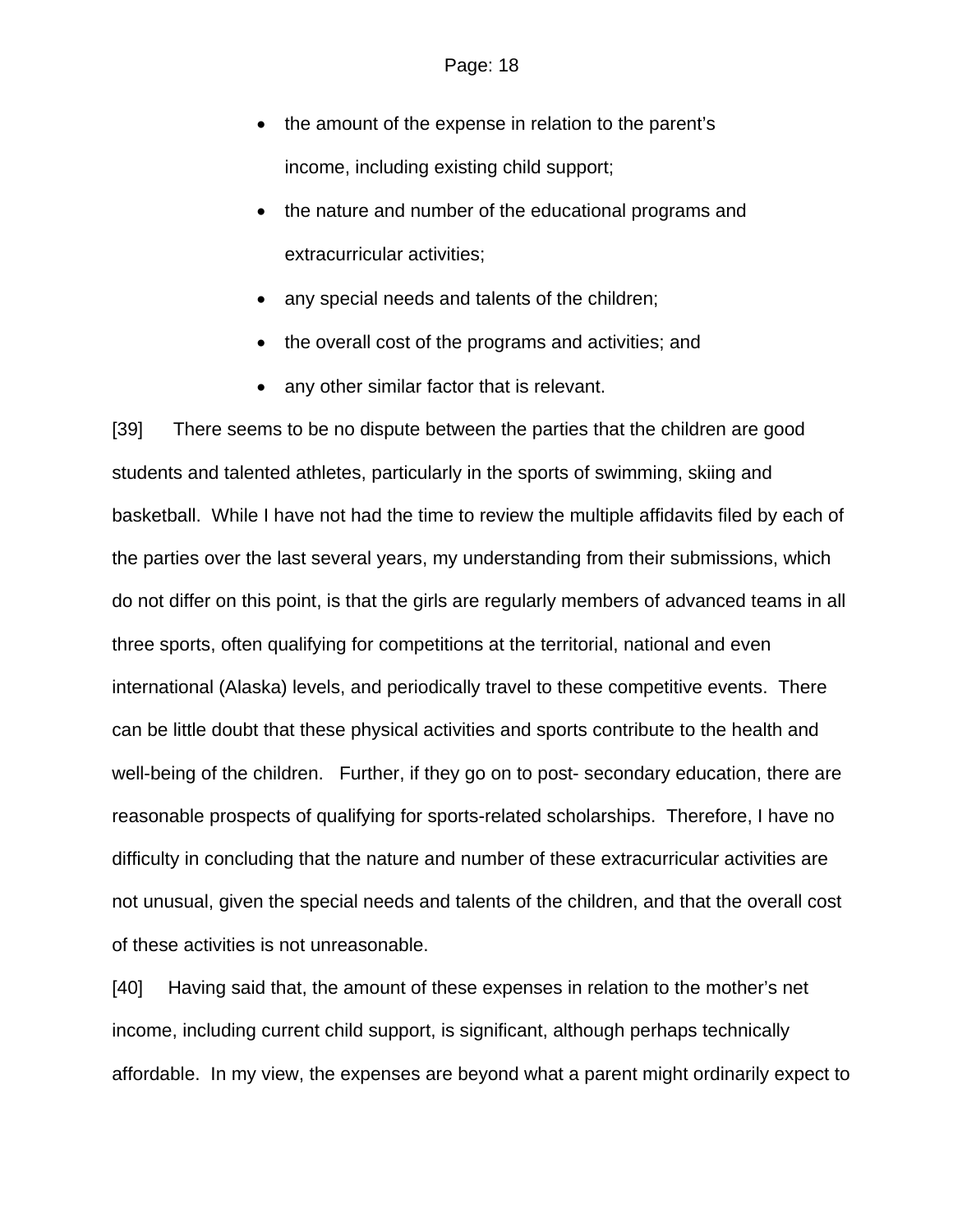- the amount of the expense in relation to the parent's income, including existing child support;
- the nature and number of the educational programs and extracurricular activities;
- any special needs and talents of the children;
- the overall cost of the programs and activities; and
- any other similar factor that is relevant.

[39] There seems to be no dispute between the parties that the children are good students and talented athletes, particularly in the sports of swimming, skiing and basketball. While I have not had the time to review the multiple affidavits filed by each of the parties over the last several years, my understanding from their submissions, which do not differ on this point, is that the girls are regularly members of advanced teams in all three sports, often qualifying for competitions at the territorial, national and even international (Alaska) levels, and periodically travel to these competitive events. There can be little doubt that these physical activities and sports contribute to the health and well-being of the children. Further, if they go on to post- secondary education, there are reasonable prospects of qualifying for sports-related scholarships. Therefore, I have no difficulty in concluding that the nature and number of these extracurricular activities are not unusual, given the special needs and talents of the children, and that the overall cost of these activities is not unreasonable.

[40] Having said that, the amount of these expenses in relation to the mother's net income, including current child support, is significant, although perhaps technically affordable. In my view, the expenses are beyond what a parent might ordinarily expect to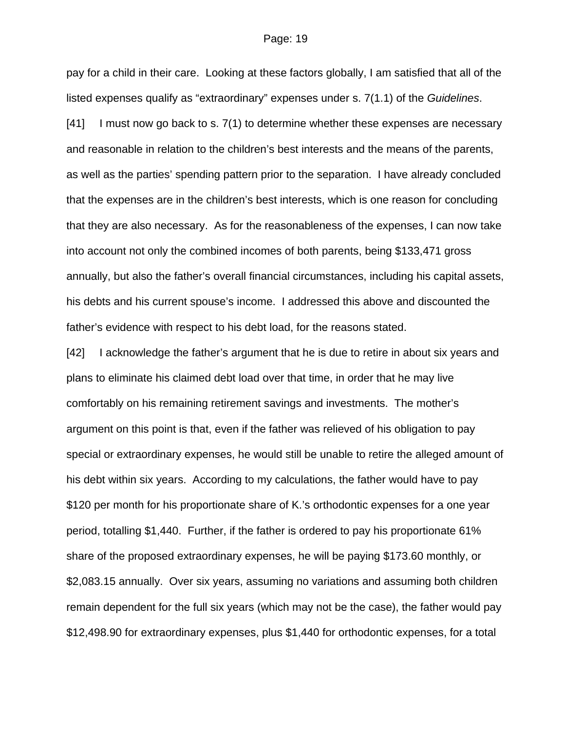pay for a child in their care. Looking at these factors globally, I am satisfied that all of the listed expenses qualify as "extraordinary" expenses under s. 7(1.1) of the *Guidelines*.

[41] I must now go back to s. 7(1) to determine whether these expenses are necessary and reasonable in relation to the children's best interests and the means of the parents, as well as the parties' spending pattern prior to the separation. I have already concluded that the expenses are in the children's best interests, which is one reason for concluding that they are also necessary. As for the reasonableness of the expenses, I can now take into account not only the combined incomes of both parents, being $133,471 gross annually, but also the father's overall financial circumstances, including his capital assets, his debts and his current spouse's income. I addressed this above and discounted the father's evidence with respect to his debt load, for the reasons stated.

[42] I acknowledge the father's argument that he is due to retire in about six years and plans to eliminate his claimed debt load over that time, in order that he may live comfortably on his remaining retirement savings and investments. The mother's argument on this point is that, even if the father was relieved of his obligation to pay special or extraordinary expenses, he would still be unable to retire the alleged amount of his debt within six years. According to my calculations, the father would have to pay $120 per month for his proportionate share of K.'s orthodontic expenses for a one year period, totalling $1,440. Further, if the father is ordered to pay his proportionate 61% share of the proposed extraordinary expenses, he will be paying $173.60 monthly, or $2,083.15 annually. Over six years, assuming no variations and assuming both children remain dependent for the full six years (which may not be the case), the father would pay $12,498.90 for extraordinary expenses, plus $1,440 for orthodontic expenses, for a total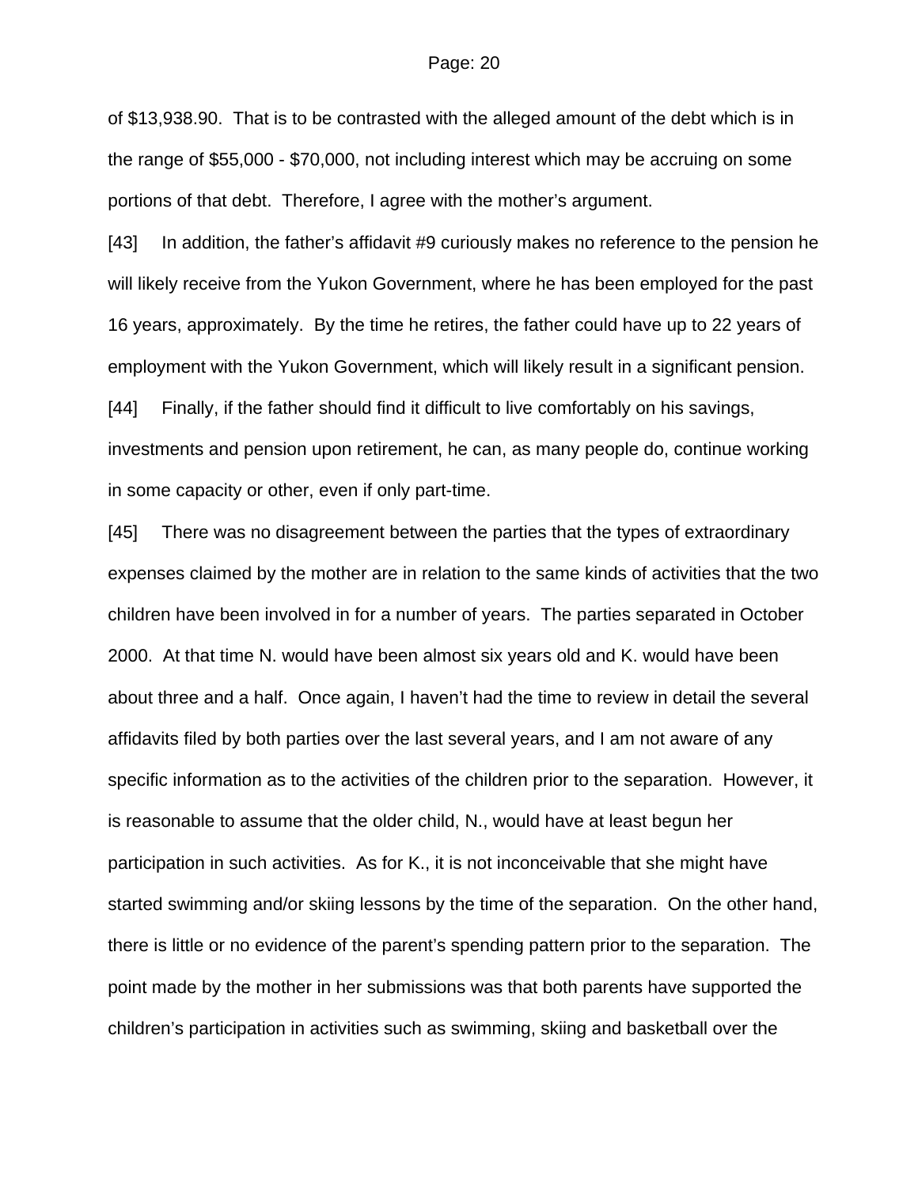of $13,938.90. That is to be contrasted with the alleged amount of the debt which is in the range of $55,000 - $70,000, not including interest which may be accruing on some portions of that debt. Therefore, I agree with the mother's argument.

[43] In addition, the father's affidavit #9 curiously makes no reference to the pension he will likely receive from the Yukon Government, where he has been employed for the past 16 years, approximately. By the time he retires, the father could have up to 22 years of employment with the Yukon Government, which will likely result in a significant pension.

[44] Finally, if the father should find it difficult to live comfortably on his savings, investments and pension upon retirement, he can, as many people do, continue working in some capacity or other, even if only part-time.

[45] There was no disagreement between the parties that the types of extraordinary expenses claimed by the mother are in relation to the same kinds of activities that the two children have been involved in for a number of years. The parties separated in October 2000. At that time N. would have been almost six years old and K. would have been about three and a half. Once again, I haven't had the time to review in detail the several affidavits filed by both parties over the last several years, and I am not aware of any specific information as to the activities of the children prior to the separation. However, it is reasonable to assume that the older child, N., would have at least begun her participation in such activities. As for K., it is not inconceivable that she might have started swimming and/or skiing lessons by the time of the separation. On the other hand, there is little or no evidence of the parent's spending pattern prior to the separation. The point made by the mother in her submissions was that both parents have supported the children's participation in activities such as swimming, skiing and basketball over the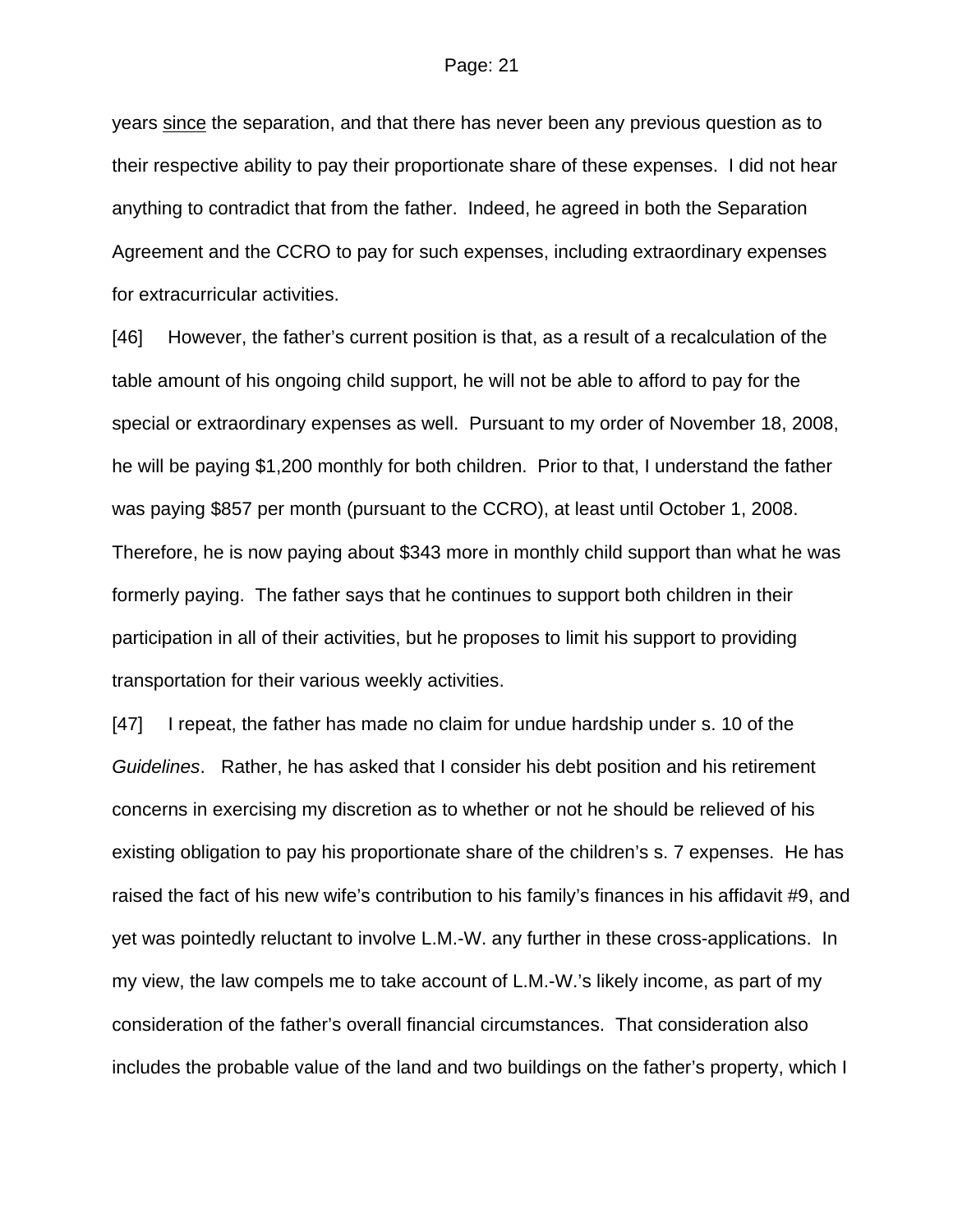years <u>since</u> the separation, and that there has never been any previous question as to their respective ability to pay their proportionate share of these expenses. I did not hear anything to contradict that from the father. Indeed, he agreed in both the Separation Agreement and the CCRO to pay for such expenses, including extraordinary expenses for extracurricular activities.

[46] However, the father's current position is that, as a result of a recalculation of the table amount of his ongoing child support, he will not be able to afford to pay for the special or extraordinary expenses as well. Pursuant to my order of November 18, 2008, he will be paying $1,200 monthly for both children. Prior to that, I understand the father was paying $857 per month (pursuant to the CCRO), at least until October 1, 2008. Therefore, he is now paying about $343 more in monthly child support than what he was formerly paying. The father says that he continues to support both children in their participation in all of their activities, but he proposes to limit his support to providing transportation for their various weekly activities.

[47] I repeat, the father has made no claim for undue hardship under s. 10 of the *Guidelines*. Rather, he has asked that I consider his debt position and his retirement concerns in exercising my discretion as to whether or not he should be relieved of his existing obligation to pay his proportionate share of the children's s. 7 expenses. He has raised the fact of his new wife's contribution to his family's finances in his affidavit #9, and yet was pointedly reluctant to involve L.M.-W. any further in these cross-applications. In my view, the law compels me to take account of L.M.-W.'s likely income, as part of my consideration of the father's overall financial circumstances. That consideration also includes the probable value of the land and two buildings on the father's property, which I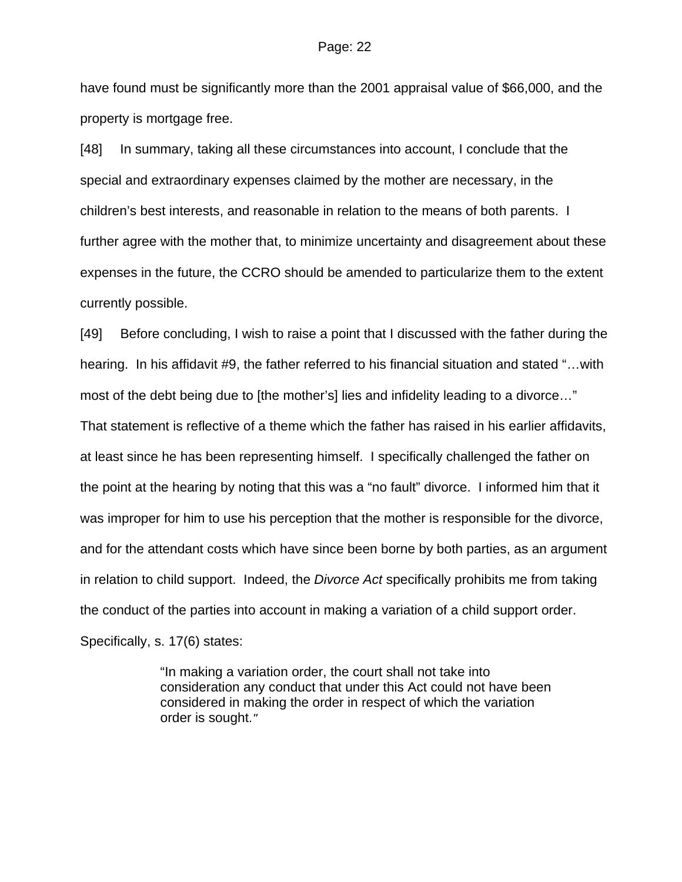have found must be significantly more than the 2001 appraisal value of $66,000, and the property is mortgage free.

[48] In summary, taking all these circumstances into account, I conclude that the special and extraordinary expenses claimed by the mother are necessary, in the children's best interests, and reasonable in relation to the means of both parents. I further agree with the mother that, to minimize uncertainty and disagreement about these expenses in the future, the CCRO should be amended to particularize them to the extent currently possible.

[49] Before concluding, I wish to raise a point that I discussed with the father during the hearing. In his affidavit #9, the father referred to his financial situation and stated "…with most of the debt being due to [the mother's] lies and infidelity leading to a divorce…" That statement is reflective of a theme which the father has raised in his earlier affidavits, at least since he has been representing himself. I specifically challenged the father on the point at the hearing by noting that this was a "no fault" divorce. I informed him that it was improper for him to use his perception that the mother is responsible for the divorce, and for the attendant costs which have since been borne by both parties, as an argument in relation to child support. Indeed, the *Divorce Act* specifically prohibits me from taking the conduct of the parties into account in making a variation of a child support order. Specifically, s. 17(6) states:

> "In making a variation order, the court shall not take into consideration any conduct that under this Act could not have been considered in making the order in respect of which the variation order is sought."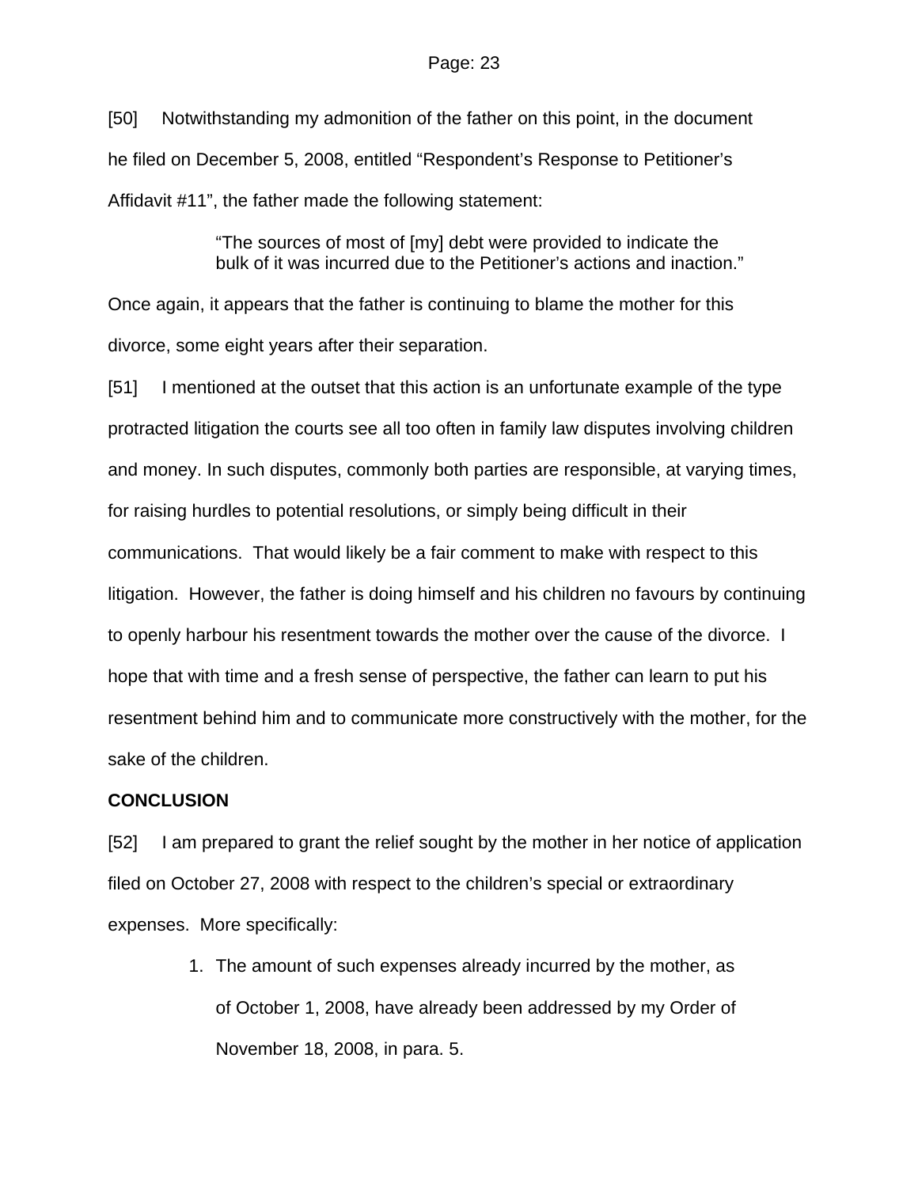[50] Notwithstanding my admonition of the father on this point, in the document he filed on December 5, 2008, entitled "Respondent's Response to Petitioner's Affidavit #11", the father made the following statement:

> "The sources of most of [my] debt were provided to indicate the bulk of it was incurred due to the Petitioner's actions and inaction."

Once again, it appears that the father is continuing to blame the mother for this divorce, some eight years after their separation.

[51] I mentioned at the outset that this action is an unfortunate example of the type protracted litigation the courts see all too often in family law disputes involving children and money. In such disputes, commonly both parties are responsible, at varying times, for raising hurdles to potential resolutions, or simply being difficult in their communications. That would likely be a fair comment to make with respect to this litigation. However, the father is doing himself and his children no favours by continuing to openly harbour his resentment towards the mother over the cause of the divorce. I hope that with time and a fresh sense of perspective, the father can learn to put his resentment behind him and to communicate more constructively with the mother, for the sake of the children.

**CONCLUSION**

[52] I am prepared to grant the relief sought by the mother in her notice of application filed on October 27, 2008 with respect to the children's special or extraordinary expenses. More specifically:

1. The amount of such expenses already incurred by the mother, as of October 1, 2008, have already been addressed by my Order of November 18, 2008, in para. 5.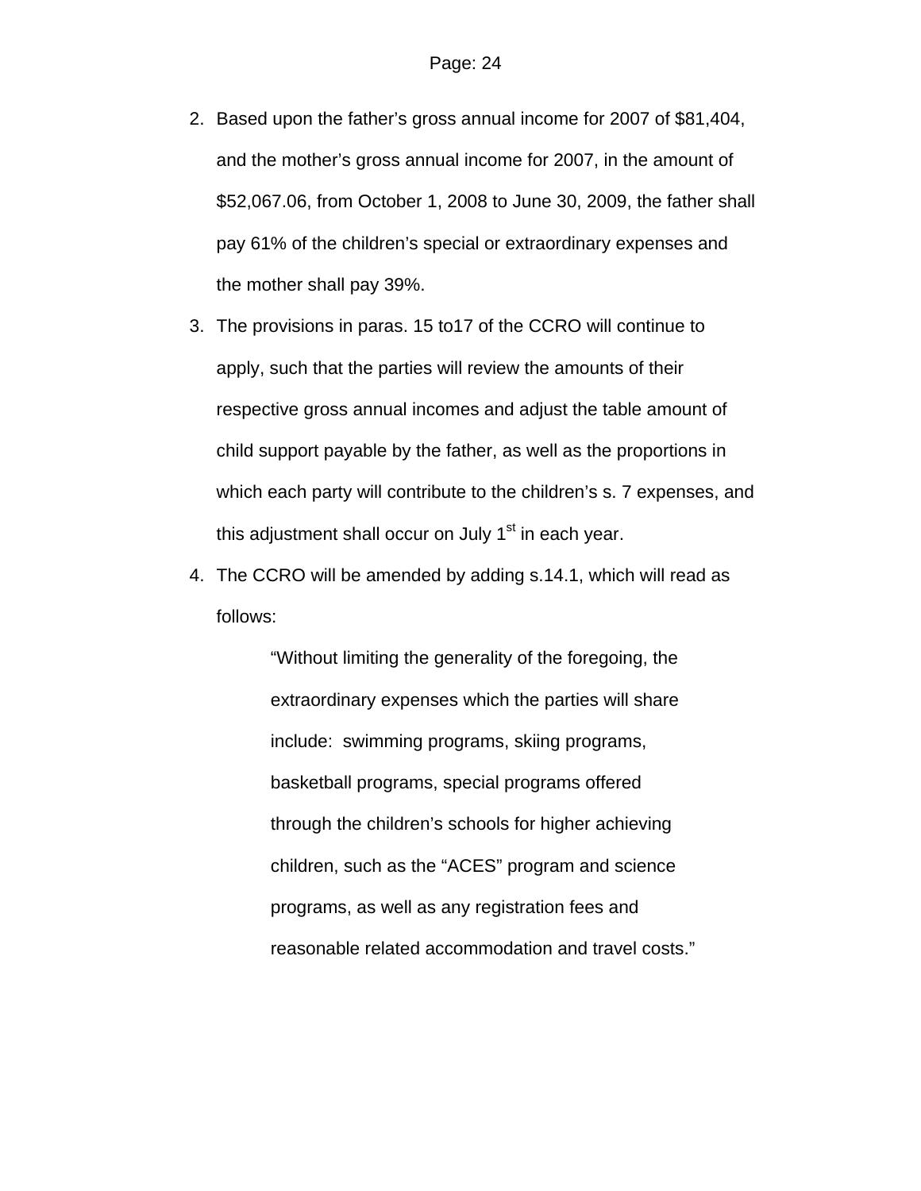2. Based upon the father's gross annual income for 2007 of $81,404, and the mother's gross annual income for 2007, in the amount of $52,067.06, from October 1, 2008 to June 30, 2009, the father shall pay 61% of the children's special or extraordinary expenses and the mother shall pay 39%.
3. The provisions in paras. 15 to17 of the CCRO will continue to apply, such that the parties will review the amounts of their respective gross annual incomes and adjust the table amount of child support payable by the father, as well as the proportions in which each party will contribute to the children's s. 7 expenses, and this adjustment shall occur on July 1st in each year.
4. The CCRO will be amended by adding s.14.1, which will read as follows:

> "Without limiting the generality of the foregoing, the extraordinary expenses which the parties will share include: swimming programs, skiing programs, basketball programs, special programs offered through the children's schools for higher achieving children, such as the "ACES" program and science programs, as well as any registration fees and reasonable related accommodation and travel costs."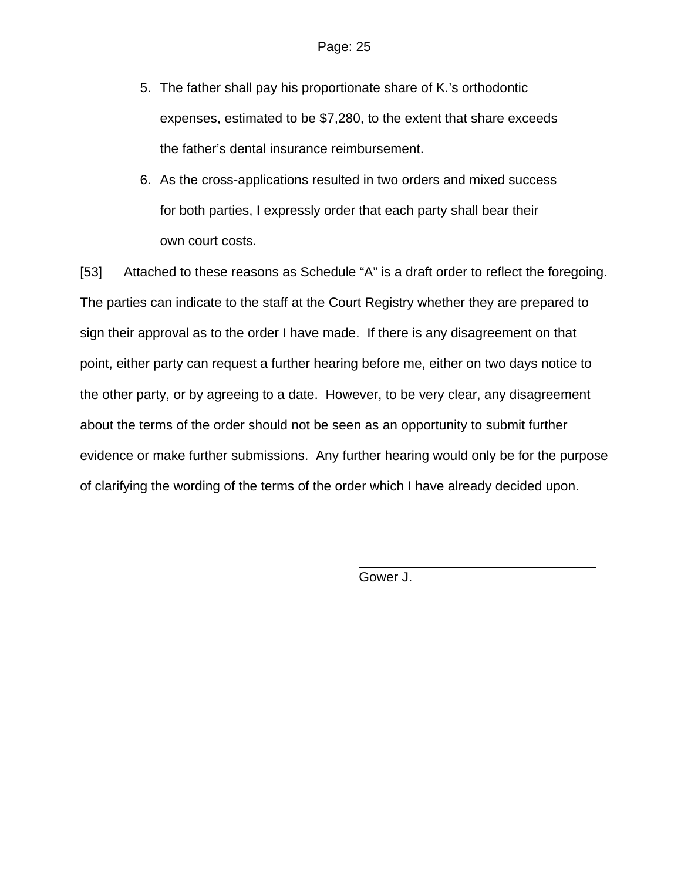5. The father shall pay his proportionate share of K.'s orthodontic expenses, estimated to be $7,280, to the extent that share exceeds the father's dental insurance reimbursement.
6. As the cross-applications resulted in two orders and mixed success for both parties, I expressly order that each party shall bear their own court costs.

[53] Attached to these reasons as Schedule "A" is a draft order to reflect the foregoing. The parties can indicate to the staff at the Court Registry whether they are prepared to sign their approval as to the order I have made. If there is any disagreement on that point, either party can request a further hearing before me, either on two days notice to the other party, or by agreeing to a date. However, to be very clear, any disagreement about the terms of the order should not be seen as an opportunity to submit further evidence or make further submissions. Any further hearing would only be for the purpose of clarifying the wording of the terms of the order which I have already decided upon.

Gower J.